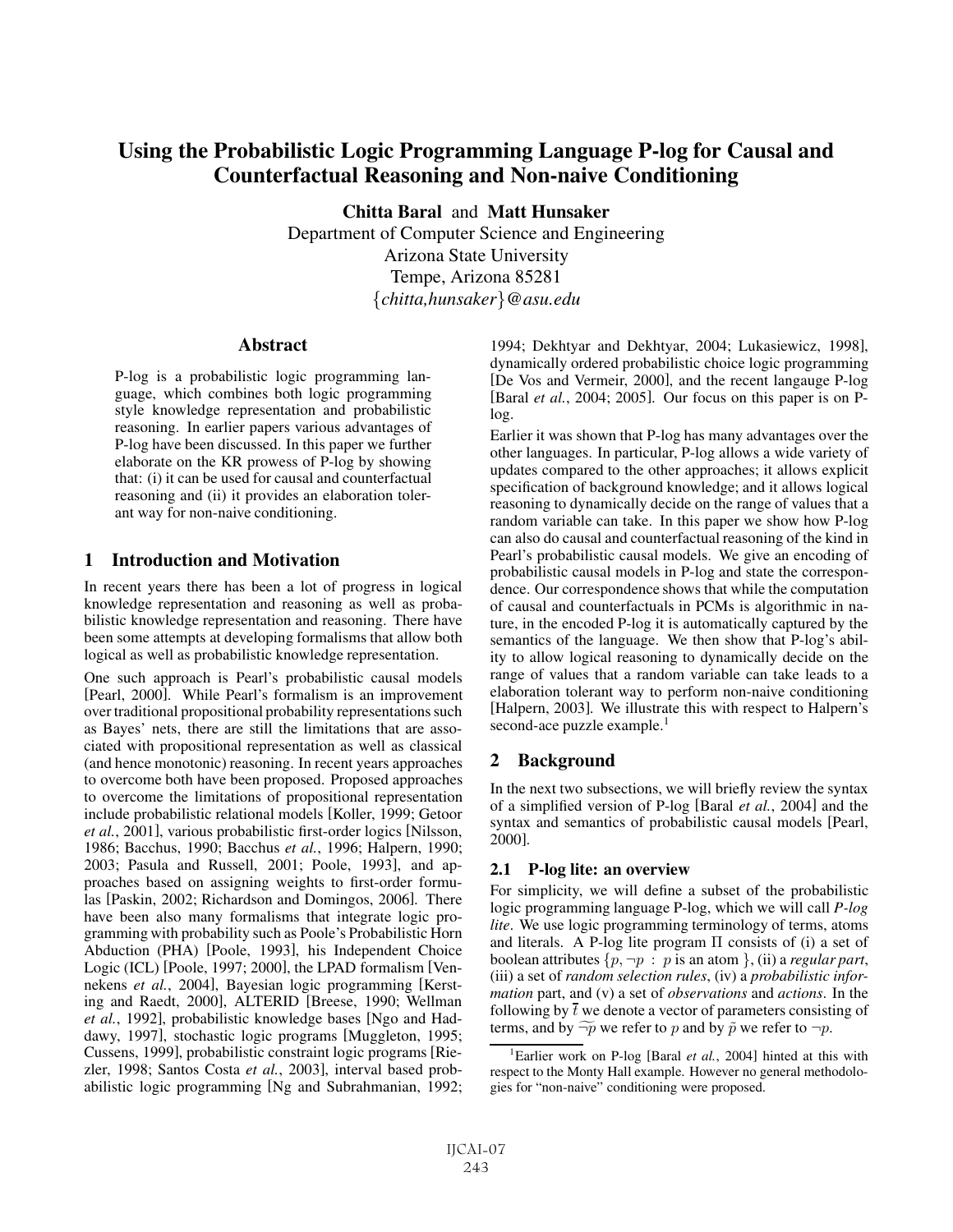# Using the Probabilistic Logic Programming Language P-log for Causal and Counterfactual Reasoning and Non-naive Conditioning

**Chitta Baral** and **Matt Hunsaker**
Department of Computer Science and Engineering
Arizona State University
Tempe, Arizona 85281
{*chitta,hunsaker*}*@asu.edu*

## Abstract

P-log is a probabilistic logic programming language, which combines both logic programming style knowledge representation and probabilistic reasoning. In earlier papers various advantages of P-log have been discussed. In this paper we further elaborate on the KR prowess of P-log by showing that: (i) it can be used for causal and counterfactual reasoning and (ii) it provides an elaboration tolerant way for non-naive conditioning.

## 1 Introduction and Motivation

In recent years there has been a lot of progress in logical knowledge representation and reasoning as well as probabilistic knowledge representation and reasoning. There have been some attempts at developing formalisms that allow both logical as well as probabilistic knowledge representation.

One such approach is Pearl's probabilistic causal models [Pearl, 2000]. While Pearl's formalism is an improvement over traditional propositional probability representations such as Bayes' nets, there are still the limitations that are associated with propositional representation as well as classical (and hence monotonic) reasoning. In recent years approaches to overcome both have been proposed. Proposed approaches to overcome the limitations of propositional representation include probabilistic relational models [Koller, 1999; Getoor *et al.*, 2001], various probabilistic first-order logics [Nilsson, 1986; Bacchus, 1990; Bacchus *et al.*, 1996; Halpern, 1990; 2003; Pasula and Russell, 2001; Poole, 1993], and approaches based on assigning weights to first-order formulas [Paskin, 2002; Richardson and Domingos, 2006]. There have been also many formalisms that integrate logic programming with probability such as Poole's Probabilistic Horn Abduction (PHA) [Poole, 1993], his Independent Choice Logic (ICL) [Poole, 1997; 2000], the LPAD formalism [Vennekens *et al.*, 2004], Bayesian logic programming [Kersting and Raedt, 2000], ALTERID [Breese, 1990; Wellman *et al.*, 1992], probabilistic knowledge bases [Ngo and Haddawy, 1997], stochastic logic programs [Muggleton, 1995; Cussens, 1999], probabilistic constraint logic programs [Riezler, 1998; Santos Costa *et al.*, 2003], interval based probabilistic logic programming [Ng and Subrahmanian, 1992; 1994; Dekhtyar and Dekhtyar, 2004; Lukasiewicz, 1998], dynamically ordered probabilistic choice logic programming [De Vos and Vermeir, 2000], and the recent langauge P-log [Baral *et al.*, 2004; 2005]. Our focus on this paper is on P-log.

Earlier it was shown that P-log has many advantages over the other languages. In particular, P-log allows a wide variety of updates compared to the other approaches; it allows explicit specification of background knowledge; and it allows logical reasoning to dynamically decide on the range of values that a random variable can take. In this paper we show how P-log can also do causal and counterfactual reasoning of the kind in Pearl's probabilistic causal models. We give an encoding of probabilistic causal models in P-log and state the correspondence. Our correspondence shows that while the computation of causal and counterfactuals in PCMs is algorithmic in nature, in the encoded P-log it is automatically captured by the semantics of the language. We then show that P-log's ability to allow logical reasoning to dynamically decide on the range of values that a random variable can take leads to a elaboration tolerant way to perform non-naive conditioning [Halpern, 2003]. We illustrate this with respect to Halpern's second-ace puzzle example.[1]

## 2 Background

In the next two subsections, we will briefly review the syntax of a simplified version of P-log [Baral *et al.*, 2004] and the syntax and semantics of probabilistic causal models [Pearl, 2000].

### 2.1 P-log lite: an overview

For simplicity, we will define a subset of the probabilistic logic programming language P-log, which we will call *P-log lite*. We use logic programming terminology of terms, atoms and literals. A P-log lite program $\Pi$ consists of (i) a set of boolean attributes $\{p, \neg p \; : \; p \text{ is an atom } \}$, (ii) a *regular part*, (iii) a set of *random selection rules*, (iv) a *probabilistic information* part, and (v) a set of *observations* and *actions*. In the following by $\bar{t}$ we denote a vector of parameters consisting of terms, and by $\widetilde{\neg p}$ we refer to $p$ and by $\tilde{p}$ we refer to $\neg p$.

[1] Earlier work on P-log [Baral *et al.*, 2004] hinted at this with respect to the Monty Hall example. However no general methodologies for "non-naive" conditioning were proposed.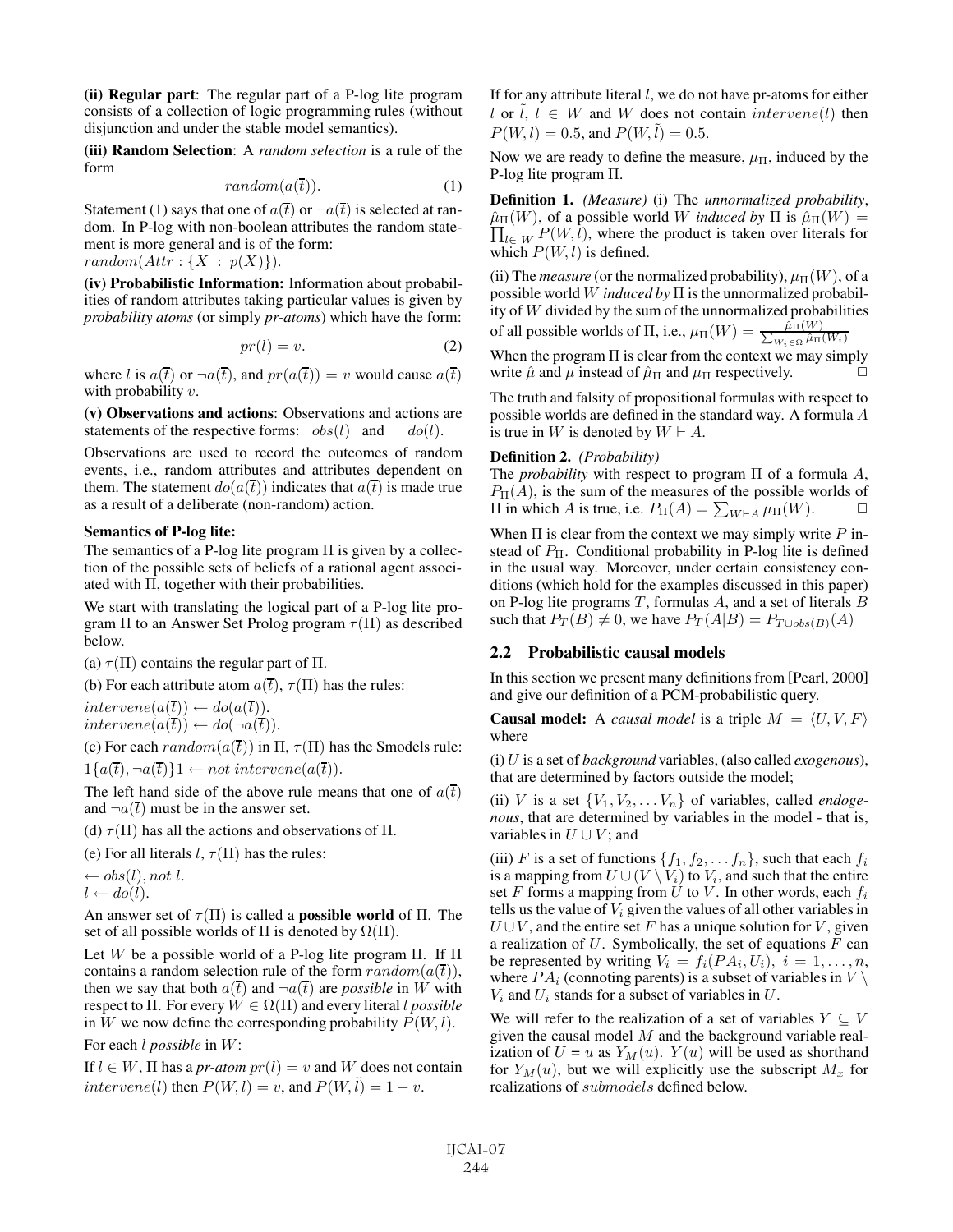**(ii) Regular part**: The regular part of a P-log lite program consists of a collection of logic programming rules (without disjunction and under the stable model semantics).

**(iii) Random Selection**: A *random selection* is a rule of the form

$$random(a(\overline{t})). \tag{1}$$

Statement (1) says that one of $a(\overline{t})$ or $\neg a(\overline{t})$ is selected at random. In P-log with non-boolean attributes the random statement is more general and is of the form:
$random(Attr : \{X : p(X)\})$.

**(iv) Probabilistic Information:** Information about probabilities of random attributes taking particular values is given by *probability atoms* (or simply *pr-atoms*) which have the form:

$$pr(l) = v. \tag{2}$$

where $l$ is $a(\overline{t})$ or $\neg a(\overline{t})$, and $pr(a(\overline{t})) = v$ would cause $a(\overline{t})$ with probability $v$.

**(v) Observations and actions**: Observations and actions are statements of the respective forms: $obs(l)$ and $do(l)$.

Observations are used to record the outcomes of random events, i.e., random attributes and attributes dependent on them. The statement $do(a(\overline{t}))$ indicates that $a(\overline{t})$ is made true as a result of a deliberate (non-random) action.

**Semantics of P-log lite:**

The semantics of a P-log lite program $\Pi$ is given by a collection of the possible sets of beliefs of a rational agent associated with $\Pi$, together with their probabilities.

We start with translating the logical part of a P-log lite program $\Pi$ to an Answer Set Prolog program $\tau(\Pi)$ as described below.

(a) $\tau(\Pi)$ contains the regular part of $\Pi$.

(b) For each attribute atom $a(\overline{t})$, $\tau(\Pi)$ has the rules:

$intervene(a(\overline{t})) \leftarrow do(a(\overline{t}))$.
$intervene(a(\overline{t})) \leftarrow do(\neg a(\overline{t}))$.

(c) For each $random(a(\overline{t}))$ in $\Pi$, $\tau(\Pi)$ has the Smodels rule:

$1\{a(\overline{t}), \neg a(\overline{t})\}1 \leftarrow not\ intervene(a(\overline{t}))$.

The left hand side of the above rule means that one of $a(\overline{t})$ and $\neg a(\overline{t})$ must be in the answer set.

(d) $\tau(\Pi)$ has all the actions and observations of $\Pi$.

(e) For all literals $l$, $\tau(\Pi)$ has the rules:

$\leftarrow obs(l), not\ l$.
$l \leftarrow do(l)$.

An answer set of $\tau(\Pi)$ is called a **possible world** of $\Pi$. The set of all possible worlds of $\Pi$ is denoted by $\Omega(\Pi)$.

Let $W$ be a possible world of a P-log lite program $\Pi$. If $\Pi$ contains a random selection rule of the form $random(a(\overline{t}))$, then we say that both $a(\overline{t})$ and $\neg a(\overline{t})$ are *possible* in $W$ with respect to $\Pi$. For every $W \in \Omega(\Pi)$ and every literal $l$ *possible* in $W$ we now define the corresponding probability $P(W, l)$.

For each $l$ *possible* in $W$:

If $l \in W$, $\Pi$ has a *pr-atom* $pr(l) = v$ and $W$ does not contain $intervene(l)$ then $P(W, l) = v$, and $P(W, \tilde{l}) = 1 - v$.

If for any attribute literal $l$, we do not have pr-atoms for either $l$ or $\tilde{l}$, $l \in W$ and $W$ does not contain $intervene(l)$ then $P(W, l) = 0.5$, and $P(W, \tilde{l}) = 0.5$.

Now we are ready to define the measure, $\mu_\Pi$, induced by the P-log lite program $\Pi$.

**Definition 1.** *(Measure)* (i) The *unnormalized probability*, $\hat{\mu}_\Pi(W)$, of a possible world $W$ *induced by* $\Pi$ is $\hat{\mu}_\Pi(W) = \prod_{l \in W} P(W, l)$, where the product is taken over literals for which $P(W, l)$ is defined.

(ii) The *measure* (or the normalized probability), $\mu_\Pi(W)$, of a possible world $W$ *induced by* $\Pi$ is the unnormalized probability of $W$ divided by the sum of the unnormalized probabilities of all possible worlds of $\Pi$, i.e., $\mu_\Pi(W) = \frac{\hat{\mu}_\Pi(W)}{\sum_{W_i \in \Omega} \hat{\mu}_\Pi(W_i)}$

When the program $\Pi$ is clear from the context we may simply write $\hat{\mu}$ and $\mu$ instead of $\hat{\mu}_\Pi$ and $\mu_\Pi$ respectively. $\square$

The truth and falsity of propositional formulas with respect to possible worlds are defined in the standard way. A formula $A$ is true in $W$ is denoted by $W \vdash A$.

**Definition 2.** *(Probability)*
The *probability* with respect to program $\Pi$ of a formula $A$, $P_\Pi(A)$, is the sum of the measures of the possible worlds of $\Pi$ in which $A$ is true, i.e. $P_\Pi(A) = \sum_{W \vdash A} \mu_\Pi(W)$. $\square$

When $\Pi$ is clear from the context we may simply write $P$ instead of $P_\Pi$. Conditional probability in P-log lite is defined in the usual way. Moreover, under certain consistency conditions (which hold for the examples discussed in this paper) on P-log lite programs $T$, formulas $A$, and a set of literals $B$ such that $P_T(B) \neq 0$, we have $P_T(A|B) = P_{T \cup obs(B)}(A)$

## 2.2 Probabilistic causal models

In this section we present many definitions from [Pearl, 2000] and give our definition of a PCM-probabilistic query.

**Causal model:** A *causal model* is a triple $M = \langle U, V, F \rangle$ where

(i) $U$ is a set of *background* variables, (also called *exogenous*), that are determined by factors outside the model;

(ii) $V$ is a set $\{V_1, V_2, \ldots V_n\}$ of variables, called *endogenous*, that are determined by variables in the model - that is, variables in $U \cup V$; and

(iii) $F$ is a set of functions $\{f_1, f_2, \ldots f_n\}$, such that each $f_i$ is a mapping from $U \cup (V \setminus V_i)$ to $V_i$, and such that the entire set $F$ forms a mapping from $U$ to $V$. In other words, each $f_i$ tells us the value of $V_i$ given the values of all other variables in $U \cup V$, and the entire set $F$ has a unique solution for $V$, given a realization of $U$. Symbolically, the set of equations $F$ can be represented by writing $V_i = f_i(PA_i, U_i),\ i = 1, \ldots, n$, where $PA_i$ (connoting parents) is a subset of variables in $V \setminus V_i$ and $U_i$ stands for a subset of variables in $U$.

We will refer to the realization of a set of variables $Y \subseteq V$ given the causal model $M$ and the background variable realization of $U = u$ as $Y_M(u)$. $Y(u)$ will be used as shorthand for $Y_M(u)$, but we will explicitly use the subscript $M_x$ for realizations of $submodels$ defined below.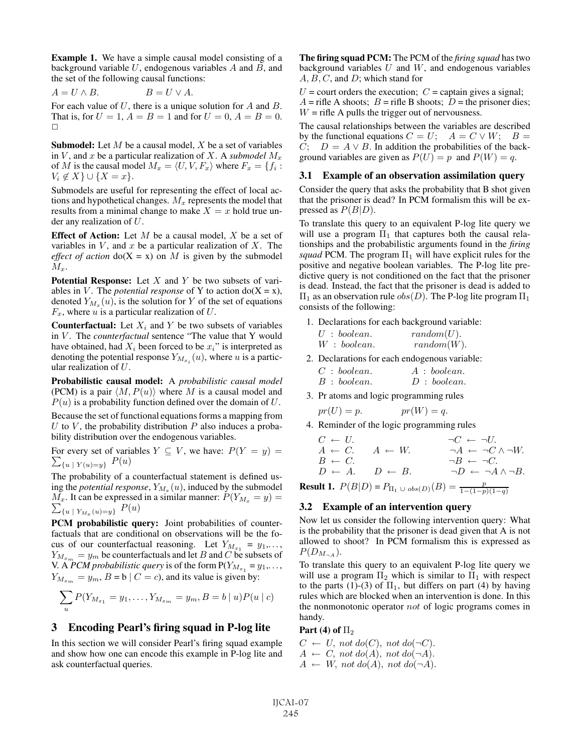**Example 1.** We have a simple causal model consisting of a background variable $U$, endogenous variables $A$ and $B$, and the set of the following causal functions:

$$A = U \wedge B. \qquad\qquad B = U \vee A.$$

For each value of $U$, there is a unique solution for $A$ and $B$. That is, for $U = 1$, $A = B = 1$ and for $U = 0$, $A = B = 0$. □

**Submodel:** Let $M$ be a causal model, $X$ be a set of variables in $V$, and $x$ be a particular realization of $X$. A *submodel* $M_x$ of $M$ is the causal model $M_x = \langle U, V, F_x \rangle$ where $F_x = \{f_i : V_i \notin X\} \cup \{X = x\}$.

Submodels are useful for representing the effect of local actions and hypothetical changes. $M_x$ represents the model that results from a minimal change to make $X = x$ hold true under any realization of $U$.

**Effect of Action:** Let $M$ be a causal model, $X$ be a set of variables in $V$, and $x$ be a particular realization of $X$. The *effect of action* do(X = x) on $M$ is given by the submodel $M_x$.

**Potential Response:** Let $X$ and $Y$ be two subsets of variables in $V$. The *potential response* of Y to action do(X = x), denoted $Y_{M_x}(u)$, is the solution for $Y$ of the set of equations $F_x$, where $u$ is a particular realization of $U$.

**Counterfactual:** Let $X_i$ and $Y$ be two subsets of variables in $V$. The *counterfactual* sentence "The value that Y would have obtained, had $X_i$ been forced to be $x_i$" is interpreted as denoting the potential response $Y_{M_{x_i}}(u)$, where $u$ is a particular realization of $U$.

**Probabilistic causal model:** A *probabilistic causal model* (PCM) is a pair $\langle M, P(u) \rangle$ where $M$ is a causal model and $P(u)$ is a probability function defined over the domain of $U$.

Because the set of functional equations forms a mapping from $U$ to $V$, the probability distribution $P$ also induces a probability distribution over the endogenous variables.

For every set of variables $Y \subseteq V$, we have: $P(Y = y) = \sum_{\{u \mid Y(u)=y\}} P(u)$

The probability of a counterfactual statement is defined using the *potential response*, $Y_{M_x}(u)$, induced by the submodel $M_x$. It can be expressed in a similar manner: $P(Y_{M_x} = y) = \sum_{\{u \mid Y_{M_x}(u)=y\}} P(u)$

**PCM probabilistic query:** Joint probabilities of counterfactuals that are conditional on observations will be the focus of our counterfactual reasoning. Let $Y_{M_{x_1}} = y_1, \ldots, Y_{M_{x_m}} = y_m$ be counterfactuals and let $B$ and $C$ be subsets of V. A *PCM probabilistic query* is of the form $P(Y_{M_{x_1}} = y_1, \ldots, Y_{M_{x_m}} = y_m, B = b \mid C = c)$, and its value is given by:

$$\sum_u P(Y_{M_{x_1}} = y_1, \ldots, Y_{M_{x_m}} = y_m, B = b \mid u) P(u \mid c)$$

## 3 Encoding Pearl's firing squad in P-log lite

In this section we will consider Pearl's firing squad example and show how one can encode this example in P-log lite and ask counterfactual queries.

**The firing squad PCM:** The PCM of the *firing squad* has two background variables $U$ and $W$, and endogenous variables $A, B, C$, and $D$; which stand for

$U$ = court orders the execution; $C$ = captain gives a signal;
$A$ = rifle A shoots; $B$ = rifle B shoots; $D$ = the prisoner dies;
$W$ = rifle A pulls the trigger out of nervousness.

The causal relationships between the variables are described by the functional equations $C = U$; $A = C \vee W$; $B = C$; $D = A \vee B$. In addition the probabilities of the background variables are given as $P(U) = p$ and $P(W) = q$.

### 3.1 Example of an observation assimilation query

Consider the query that asks the probability that B shot given that the prisoner is dead? In PCM formalism this will be expressed as $P(B|D)$.

To translate this query to an equivalent P-log lite query we will use a program $\Pi_1$ that captures both the causal relationships and the probabilistic arguments found in the *firing squad* PCM. The program $\Pi_1$ will have explicit rules for the positive and negative boolean variables. The P-log lite predictive query is not conditioned on the fact that the prisoner is dead. Instead, the fact that the prisoner is dead is added to $\Pi_1$ as an observation rule $obs(D)$. The P-log lite program $\Pi_1$ consists of the following:

1. Declarations for each background variable:
   $U : boolean.$ $\qquad random(U).$
   $W : boolean.$ $\qquad random(W).$
2. Declarations for each endogenous variable:
   $C : boolean.$ $\qquad A : boolean.$
   $B : boolean.$ $\qquad D : boolean.$
3. Pr atoms and logic programming rules
   $pr(U) = p.$ $\qquad pr(W) = q.$
4. Reminder of the logic programming rules

$$\begin{array}{lll} C \leftarrow U. & & \neg C \leftarrow \neg U. \\ A \leftarrow C. & A \leftarrow W. & \neg A \leftarrow \neg C \wedge \neg W. \\ B \leftarrow C. & & \neg B \leftarrow \neg C. \\ D \leftarrow A. & D \leftarrow B. & \neg D \leftarrow \neg A \wedge \neg B. \end{array}$$

**Result 1.** $P(B|D) = P_{\Pi_1 \cup obs(D)}(B) = \frac{p}{1-(1-p)(1-q)}$

### 3.2 Example of an intervention query

Now let us consider the following intervention query: What is the probability that the prisoner is dead given that A is not allowed to shoot? In PCM formalism this is expressed as $P(D_{M_{\neg A}})$.

To translate this query to an equivalent P-log lite query we will use a program $\Pi_2$ which is similar to $\Pi_1$ with respect to the parts (1)-(3) of $\Pi_1$, but differs on part (4) by having rules which are blocked when an intervention is done. In this the nonmonotonic operator *not* of logic programs comes in handy.

**Part (4) of $\Pi_2$**

$C \leftarrow U,\ not\ do(C),\ not\ do(\neg C).$
$A \leftarrow C,\ not\ do(A),\ not\ do(\neg A).$
$A \leftarrow W,\ not\ do(A),\ not\ do(\neg A).$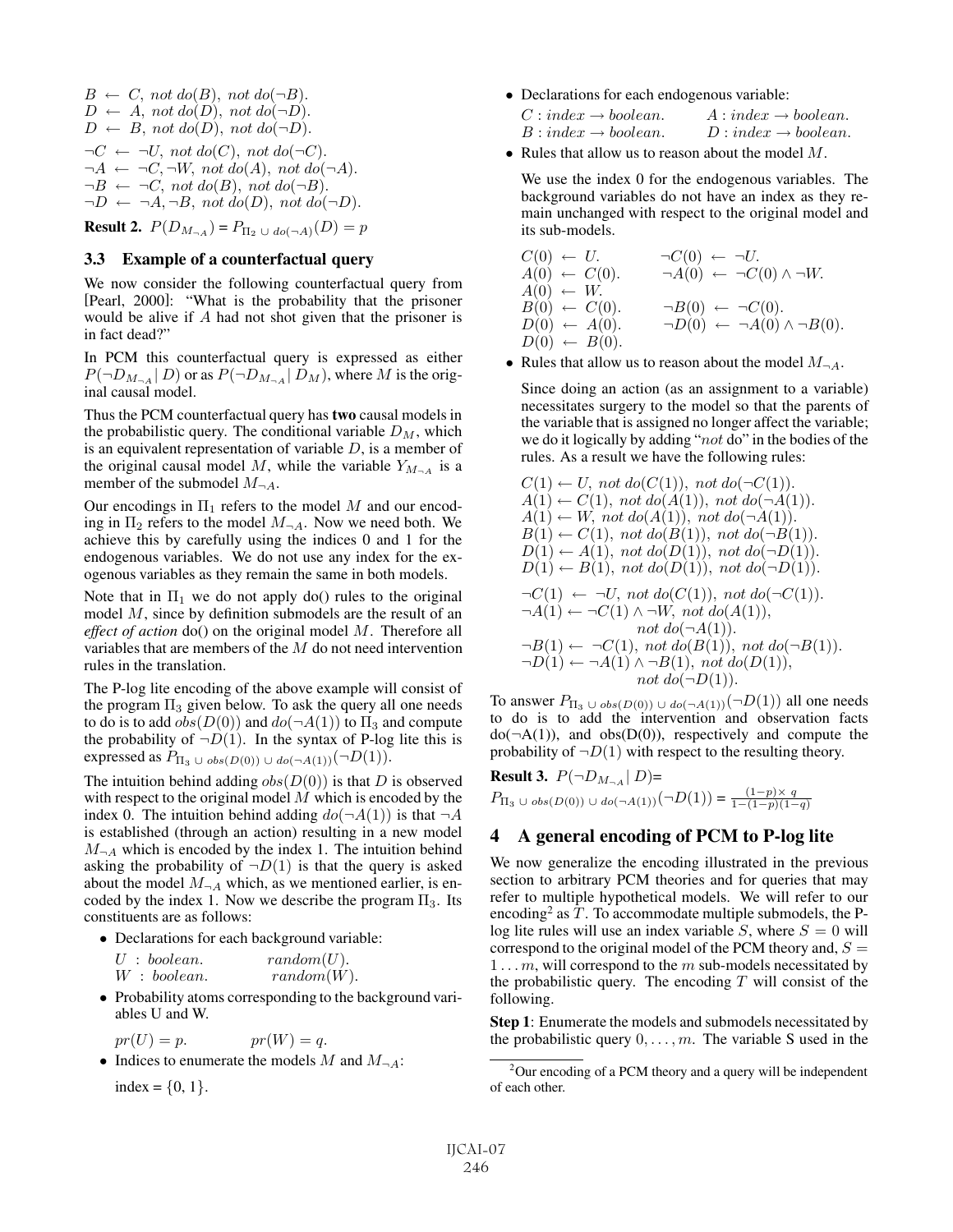$B \leftarrow C,\ not\ do(B),\ not\ do(\neg B).$
$D \leftarrow A,\ not\ do(D),\ not\ do(\neg D).$
$D \leftarrow B,\ not\ do(D),\ not\ do(\neg D).$

$\neg C \leftarrow \neg U,\ not\ do(C),\ not\ do(\neg C).$
$\neg A \leftarrow \neg C, \neg W,\ not\ do(A),\ not\ do(\neg A).$
$\neg B \leftarrow \neg C,\ not\ do(B),\ not\ do(\neg B).$
$\neg D \leftarrow \neg A, \neg B,\ not\ do(D),\ not\ do(\neg D).$

**Result 2.** $P(D_{M_{\neg A}}) = P_{\Pi_2\ \cup\ do(\neg A)}(D) = p$

### 3.3 Example of a counterfactual query

We now consider the following counterfactual query from [Pearl, 2000]: "What is the probability that the prisoner would be alive if $A$ had not shot given that the prisoner is in fact dead?"

In PCM this counterfactual query is expressed as either $P(\neg D_{M_{\neg A}} |\ D)$ or as $P(\neg D_{M_{\neg A}} |\ D_M)$, where $M$ is the original causal model.

Thus the PCM counterfactual query has **two** causal models in the probabilistic query. The conditional variable $D_M$, which is an equivalent representation of variable $D$, is a member of the original causal model $M$, while the variable $Y_{M_{\neg A}}$ is a member of the submodel $M_{\neg A}$.

Our encodings in $\Pi_1$ refers to the model $M$ and our encoding in $\Pi_2$ refers to the model $M_{\neg A}$. Now we need both. We achieve this by carefully using the indices 0 and 1 for the endogenous variables. We do not use any index for the exogenous variables as they remain the same in both models.

Note that in $\Pi_1$ we do not apply do() rules to the original model $M$, since by definition submodels are the result of an *effect of action* do() on the original model $M$. Therefore all variables that are members of the $M$ do not need intervention rules in the translation.

The P-log lite encoding of the above example will consist of the program $\Pi_3$ given below. To ask the query all one needs to do is to add $obs(D(0))$ and $do(\neg A(1))$ to $\Pi_3$ and compute the probability of $\neg D(1)$. In the syntax of P-log lite this is expressed as $P_{\Pi_3\ \cup\ obs(D(0))\ \cup\ do(\neg A(1))}(\neg D(1))$.

The intuition behind adding $obs(D(0))$ is that $D$ is observed with respect to the original model $M$ which is encoded by the index 0. The intuition behind adding $do(\neg A(1))$ is that $\neg A$ is established (through an action) resulting in a new model $M_{\neg A}$ which is encoded by the index 1. The intuition behind asking the probability of $\neg D(1)$ is that the query is asked about the model $M_{\neg A}$ which, as we mentioned earlier, is encoded by the index 1. Now we describe the program $\Pi_3$. Its constituents are as follows:

- Declarations for each background variable:

  $U\ :\ boolean. \qquad random(U).$
  $W\ :\ boolean. \qquad random(W).$

- Probability atoms corresponding to the background variables U and W.

  $pr(U) = p. \qquad pr(W) = q.$

- Indices to enumerate the models $M$ and $M_{\neg A}$:

  index = $\{0, 1\}$.

- Declarations for each endogenous variable:

  $C : index \rightarrow boolean. \qquad A : index \rightarrow boolean.$
  $B : index \rightarrow boolean. \qquad D : index \rightarrow boolean.$

- Rules that allow us to reason about the model $M$.

  We use the index 0 for the endogenous variables. The background variables do not have an index as they remain unchanged with respect to the original model and its sub-models.

  $C(0) \leftarrow U. \qquad \neg C(0) \leftarrow \neg U.$
  $A(0) \leftarrow C(0). \qquad \neg A(0) \leftarrow \neg C(0) \wedge \neg W.$
  $A(0) \leftarrow W.$
  $B(0) \leftarrow C(0). \qquad \neg B(0) \leftarrow \neg C(0).$
  $D(0) \leftarrow A(0). \qquad \neg D(0) \leftarrow \neg A(0) \wedge \neg B(0).$
  $D(0) \leftarrow B(0).$

- Rules that allow us to reason about the model $M_{\neg A}$.

  Since doing an action (as an assignment to a variable) necessitates surgery to the model so that the parents of the variable that is assigned no longer affect the variable; we do it logically by adding "*not* do" in the bodies of the rules. As a result we have the following rules:

  $C(1) \leftarrow U,\ not\ do(C(1)),\ not\ do(\neg C(1)).$
  $A(1) \leftarrow C(1),\ not\ do(A(1)),\ not\ do(\neg A(1)).$
  $A(1) \leftarrow W,\ not\ do(A(1)),\ not\ do(\neg A(1)).$
  $B(1) \leftarrow C(1),\ not\ do(B(1)),\ not\ do(\neg B(1)).$
  $D(1) \leftarrow A(1),\ not\ do(D(1)),\ not\ do(\neg D(1)).$
  $D(1) \leftarrow B(1),\ not\ do(D(1)),\ not\ do(\neg D(1)).$

  $\neg C(1) \leftarrow \neg U,\ not\ do(C(1)),\ not\ do(\neg C(1)).$
  $\neg A(1) \leftarrow \neg C(1) \wedge \neg W,\ not\ do(A(1)),\ not\ do(\neg A(1)).$
  $\neg B(1) \leftarrow \neg C(1),\ not\ do(B(1)),\ not\ do(\neg B(1)).$
  $\neg D(1) \leftarrow \neg A(1) \wedge \neg B(1),\ not\ do(D(1)),\ not\ do(\neg D(1)).$

To answer $P_{\Pi_3\ \cup\ obs(D(0))\ \cup\ do(\neg A(1))}(\neg D(1))$ all one needs to do is to add the intervention and observation facts do(¬A(1)), and obs(D(0)), respectively and compute the probability of $\neg D(1)$ with respect to the resulting theory.

**Result 3.** $P(\neg D_{M_{\neg A}} |\ D)$=
$P_{\Pi_3\ \cup\ obs(D(0))\ \cup\ do(\neg A(1))}(\neg D(1)) = \frac{(1-p)\times\ q}{1-(1-p)(1-q)}$

## 4 A general encoding of PCM to P-log lite

We now generalize the encoding illustrated in the previous section to arbitrary PCM theories and for queries that may refer to multiple hypothetical models. We will refer to our encoding[2] as $T$. To accommodate multiple submodels, the P-log lite rules will use an index variable $S$, where $S = 0$ will correspond to the original model of the PCM theory and, $S = 1 \ldots m$, will correspond to the $m$ sub-models necessitated by the probabilistic query. The encoding $T$ will consist of the following.

**Step 1**: Enumerate the models and submodels necessitated by the probabilistic query $0, \ldots, m$. The variable S used in the

[2] Our encoding of a PCM theory and a query will be independent of each other.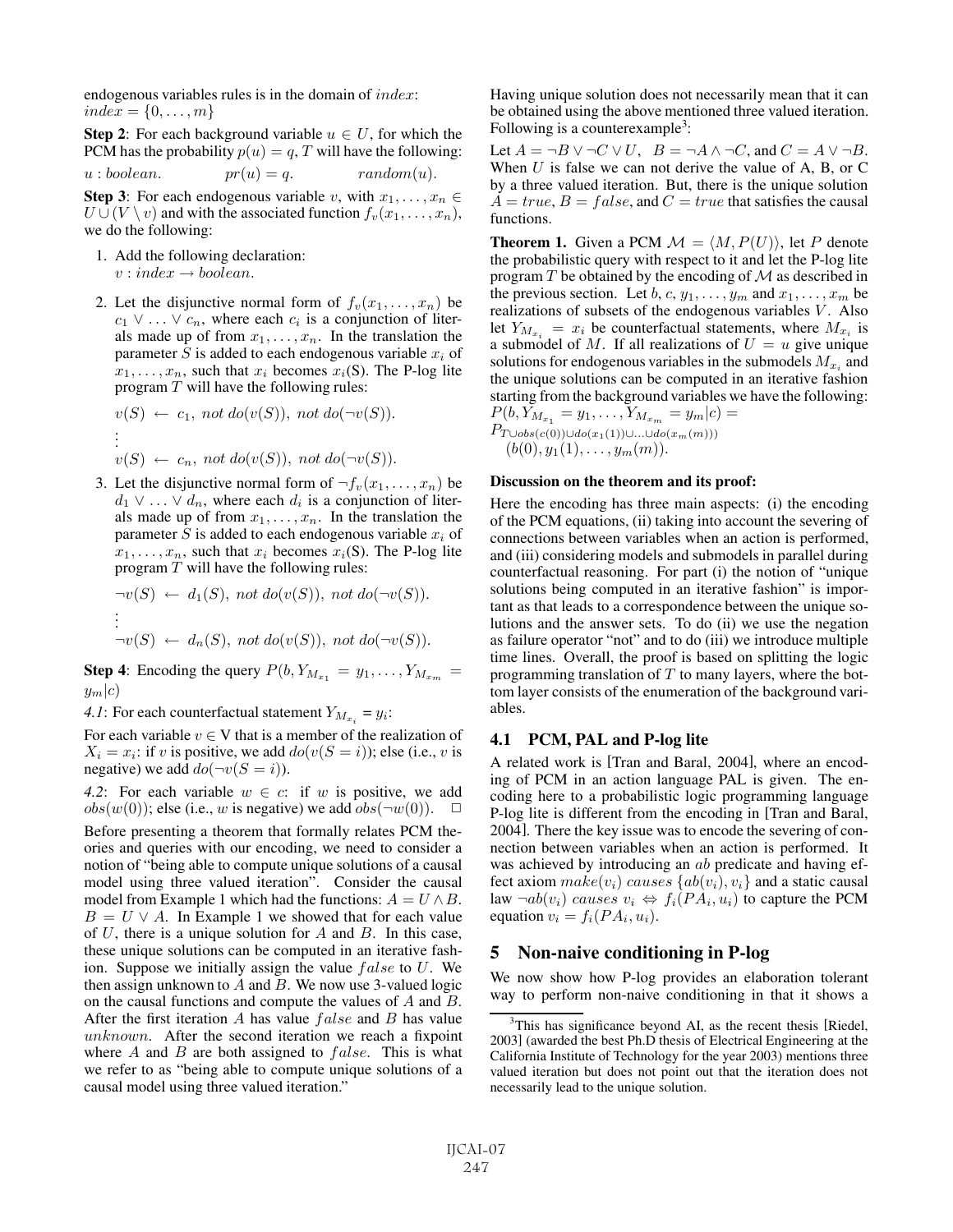endogenous variables rules is in the domain of $index$: $index = \{0, \ldots, m\}$

**Step 2**: For each background variable $u \in U$, for which the PCM has the probability $p(u) = q$, $T$ will have the following:

$u : boolean. \qquad pr(u) = q. \qquad random(u).$

**Step 3**: For each endogenous variable $v$, with $x_1, \ldots, x_n \in U \cup (V \setminus v)$ and with the associated function $f_v(x_1, \ldots, x_n)$, we do the following:

1. Add the following declaration:
   $v : index \rightarrow boolean.$

2. Let the disjunctive normal form of $f_v(x_1, \ldots, x_n)$ be $c_1 \vee \ldots \vee c_n$, where each $c_i$ is a conjunction of literals made up of from $x_1, \ldots, x_n$. In the translation the parameter $S$ is added to each endogenous variable $x_i$ of $x_1, \ldots, x_n$, such that $x_i$ becomes $x_i$(S). The P-log lite program $T$ will have the following rules:

$$v(S) \leftarrow c_1, \; not \; do(v(S)), \; not \; do(\neg v(S)).$$
$$\vdots$$
$$v(S) \leftarrow c_n, \; not \; do(v(S)), \; not \; do(\neg v(S)).$$

3. Let the disjunctive normal form of $\neg f_v(x_1, \ldots, x_n)$ be $d_1 \vee \ldots \vee d_n$, where each $d_i$ is a conjunction of literals made up of from $x_1, \ldots, x_n$. In the translation the parameter $S$ is added to each endogenous variable $x_i$ of $x_1, \ldots, x_n$, such that $x_i$ becomes $x_i$(S). The P-log lite program $T$ will have the following rules:

$$\neg v(S) \leftarrow d_1(S), \; not \; do(v(S)), \; not \; do(\neg v(S)).$$
$$\vdots$$
$$\neg v(S) \leftarrow d_n(S), \; not \; do(v(S)), \; not \; do(\neg v(S)).$$

**Step 4**: Encoding the query $P(b, Y_{M_{x_1}} = y_1, \ldots, Y_{M_{x_m}} = y_m | c)$

*4.1*: For each counterfactual statement $Y_{M_{x_i}} = y_i$:

For each variable $v \in$ V that is a member of the realization of $X_i = x_i$: if $v$ is positive, we add $do(v(S = i))$; else (i.e., $v$ is negative) we add $do(\neg v(S = i))$.

*4.2*: For each variable $w \in c$: if $w$ is positive, we add $obs(w(0))$; else (i.e., $w$ is negative) we add $obs(\neg w(0))$. □

Before presenting a theorem that formally relates PCM theories and queries with our encoding, we need to consider a notion of "being able to compute unique solutions of a causal model using three valued iteration". Consider the causal model from Example 1 which had the functions: $A = U \wedge B$. $B = U \vee A$. In Example 1 we showed that for each value of $U$, there is a unique solution for $A$ and $B$. In this case, these unique solutions can be computed in an iterative fashion. Suppose we initially assign the value $false$ to $U$. We then assign unknown to $A$ and $B$. We now use 3-valued logic on the causal functions and compute the values of $A$ and $B$. After the first iteration $A$ has value $false$ and $B$ has value $unknown$. After the second iteration we reach a fixpoint where $A$ and $B$ are both assigned to $false$. This is what we refer to as "being able to compute unique solutions of a causal model using three valued iteration."

Having unique solution does not necessarily mean that it can be obtained using the above mentioned three valued iteration. Following is a counterexample[3]:

Let $A = \neg B \vee \neg C \vee U$, $B = \neg A \wedge \neg C$, and $C = A \vee \neg B$. When $U$ is false we can not derive the value of A, B, or C by a three valued iteration. But, there is the unique solution $A = true$, $B = false$, and $C = true$ that satisfies the causal functions.

**Theorem 1.** Given a PCM $\mathcal{M} = \langle M, P(U) \rangle$, let $P$ denote the probabilistic query with respect to it and let the P-log lite program $T$ be obtained by the encoding of $\mathcal{M}$ as described in the previous section. Let $b, c, y_1, \ldots, y_m$ and $x_1, \ldots, x_m$ be realizations of subsets of the endogenous variables $V$. Also let $Y_{M_{x_i}} = x_i$ be counterfactual statements, where $M_{x_i}$ is a submodel of $M$. If all realizations of $U = u$ give unique solutions for endogenous variables in the submodels $M_{x_i}$ and the unique solutions can be computed in an iterative fashion starting from the background variables we have the following:
$P(b, Y_{M_{x_1}} = y_1, \ldots, Y_{M_{x_m}} = y_m | c) =$
$P_{T \cup obs(c(0)) \cup do(x_1(1)) \cup \ldots \cup do(x_m(m)))}$
$(b(0), y_1(1), \ldots, y_m(m)).$

#### Discussion on the theorem and its proof:

Here the encoding has three main aspects: (i) the encoding of the PCM equations, (ii) taking into account the severing of connections between variables when an action is performed, and (iii) considering models and submodels in parallel during counterfactual reasoning. For part (i) the notion of "unique solutions being computed in an iterative fashion" is important as that leads to a correspondence between the unique solutions and the answer sets. To do (ii) we use the negation as failure operator "not" and to do (iii) we introduce multiple time lines. Overall, the proof is based on splitting the logic programming translation of $T$ to many layers, where the bottom layer consists of the enumeration of the background variables.

### 4.1 PCM, PAL and P-log lite

A related work is [Tran and Baral, 2004], where an encoding of PCM in an action language PAL is given. The encoding here to a probabilistic logic programming language P-log lite is different from the encoding in [Tran and Baral, 2004]. There the key issue was to encode the severing of connection between variables when an action is performed. It was achieved by introducing an $ab$ predicate and having effect axiom $make(v_i) \; causes \; \{ab(v_i), v_i\}$ and a static causal law $\neg ab(v_i) \; causes \; v_i \Leftrightarrow f_i(PA_i, u_i)$ to capture the PCM equation $v_i = f_i(PA_i, u_i)$.

## 5 Non-naive conditioning in P-log

We now show how P-log provides an elaboration tolerant way to perform non-naive conditioning in that it shows a

[3]This has significance beyond AI, as the recent thesis [Riedel, 2003] (awarded the best Ph.D thesis of Electrical Engineering at the California Institute of Technology for the year 2003) mentions three valued iteration but does not point out that the iteration does not necessarily lead to the unique solution.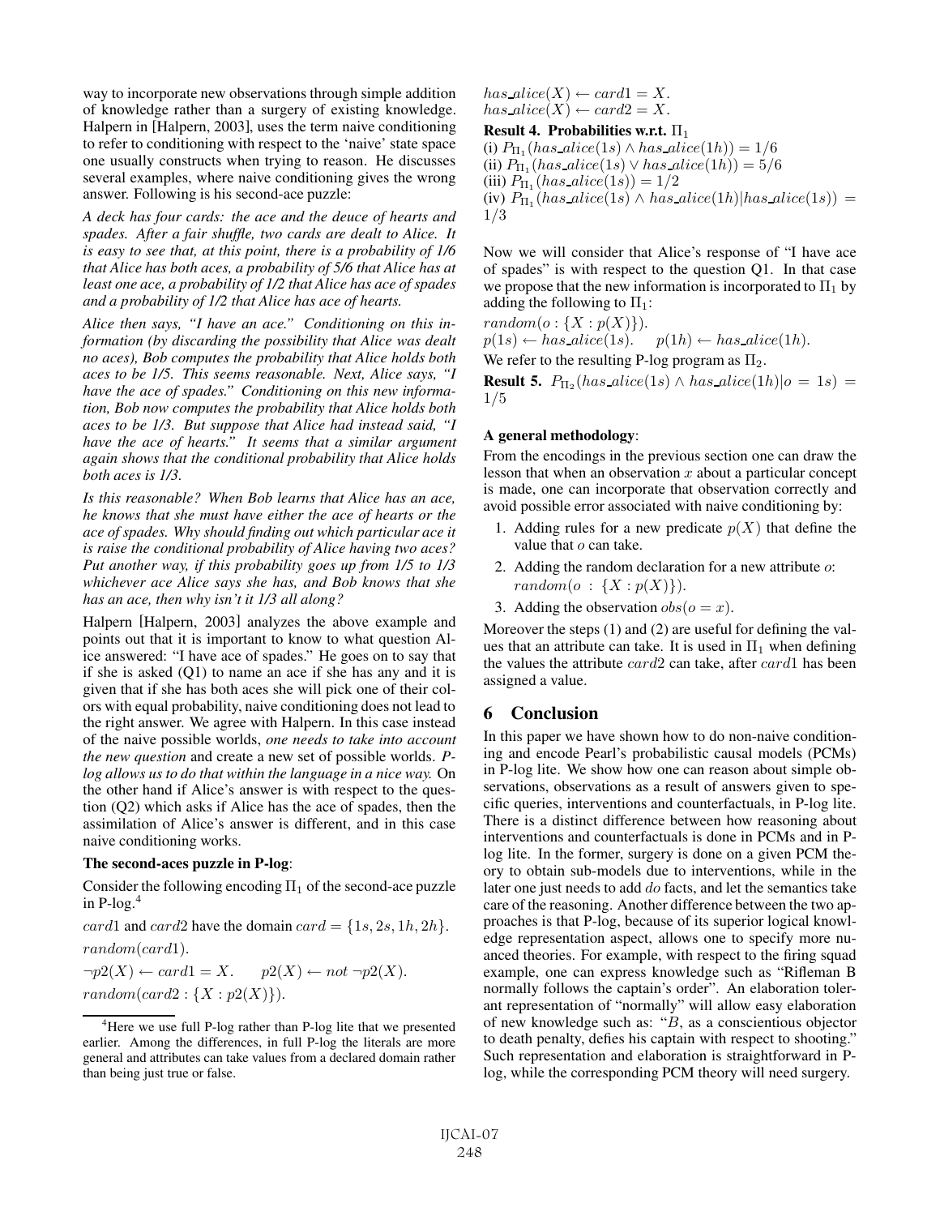way to incorporate new observations through simple addition of knowledge rather than a surgery of existing knowledge. Halpern in [Halpern, 2003], uses the term naive conditioning to refer to conditioning with respect to the 'naive' state space one usually constructs when trying to reason. He discusses several examples, where naive conditioning gives the wrong answer. Following is his second-ace puzzle:

*A deck has four cards: the ace and the deuce of hearts and spades. After a fair shuffle, two cards are dealt to Alice. It is easy to see that, at this point, there is a probability of 1/6 that Alice has both aces, a probability of 5/6 that Alice has at least one ace, a probability of 1/2 that Alice has ace of spades and a probability of 1/2 that Alice has ace of hearts.*

*Alice then says, "I have an ace." Conditioning on this information (by discarding the possibility that Alice was dealt no aces), Bob computes the probability that Alice holds both aces to be 1/5. This seems reasonable. Next, Alice says, "I have the ace of spades." Conditioning on this new information, Bob now computes the probability that Alice holds both aces to be 1/3. But suppose that Alice had instead said, "I have the ace of hearts." It seems that a similar argument again shows that the conditional probability that Alice holds both aces is 1/3.*

*Is this reasonable? When Bob learns that Alice has an ace, he knows that she must have either the ace of hearts or the ace of spades. Why should finding out which particular ace it is raise the conditional probability of Alice having two aces? Put another way, if this probability goes up from 1/5 to 1/3 whichever ace Alice says she has, and Bob knows that she has an ace, then why isn't it 1/3 all along?*

Halpern [Halpern, 2003] analyzes the above example and points out that it is important to know to what question Alice answered: "I have ace of spades." He goes on to say that if she is asked (Q1) to name an ace if she has any and it is given that if she has both aces she will pick one of their colors with equal probability, naive conditioning does not lead to the right answer. We agree with Halpern. In this case instead of the naive possible worlds, *one needs to take into account the new question* and create a new set of possible worlds. *P-log allows us to do that within the language in a nice way.* On the other hand if Alice's answer is with respect to the question (Q2) which asks if Alice has the ace of spades, then the assimilation of Alice's answer is different, and in this case naive conditioning works.

**The second-aces puzzle in P-log**:

Consider the following encoding $\Pi_1$ of the second-ace puzzle in P-log.[4]

$card1$ and $card2$ have the domain $card = \{1s, 2s, 1h, 2h\}$.

$random(card1)$.

$\neg p2(X) \leftarrow card1 = X. \quad p2(X) \leftarrow not\ \neg p2(X).$

$random(card2 : \{X : p2(X)\})$.

$has\_alice(X) \leftarrow card1 = X.$
$has\_alice(X) \leftarrow card2 = X.$

**Result 4. Probabilities w.r.t.** $\Pi_1$

(i) $P_{\Pi_1}(has\_alice(1s) \wedge has\_alice(1h)) = 1/6$
(ii) $P_{\Pi_1}(has\_alice(1s) \vee has\_alice(1h)) = 5/6$
(iii) $P_{\Pi_1}(has\_alice(1s)) = 1/2$
(iv) $P_{\Pi_1}(has\_alice(1s) \wedge has\_alice(1h) | has\_alice(1s)) = 1/3$

Now we will consider that Alice's response of "I have ace of spades" is with respect to the question Q1. In that case we propose that the new information is incorporated to $\Pi_1$ by adding the following to $\Pi_1$:

$random(o : \{X : p(X)\})$.
$p(1s) \leftarrow has\_alice(1s). \quad p(1h) \leftarrow has\_alice(1h).$

We refer to the resulting P-log program as $\Pi_2$.

**Result 5.** $P_{\Pi_2}(has\_alice(1s) \wedge has\_alice(1h) | o = 1s) = 1/5$

**A general methodology**:

From the encodings in the previous section one can draw the lesson that when an observation $x$ about a particular concept is made, one can incorporate that observation correctly and avoid possible error associated with naive conditioning by:

1. Adding rules for a new predicate $p(X)$ that define the value that $o$ can take.
2. Adding the random declaration for a new attribute $o$: $random(o\ :\ \{X : p(X)\})$.
3. Adding the observation $obs(o = x)$.

Moreover the steps (1) and (2) are useful for defining the values that an attribute can take. It is used in $\Pi_1$ when defining the values the attribute $card2$ can take, after $card1$ has been assigned a value.

## 6 Conclusion

In this paper we have shown how to do non-naive conditioning and encode Pearl's probabilistic causal models (PCMs) in P-log lite. We show how one can reason about simple observations, observations as a result of answers given to specific queries, interventions and counterfactuals, in P-log lite. There is a distinct difference between how reasoning about interventions and counterfactuals is done in PCMs and in P-log lite. In the former, surgery is done on a given PCM theory to obtain sub-models due to interventions, while in the later one just needs to add $do$ facts, and let the semantics take care of the reasoning. Another difference between the two approaches is that P-log, because of its superior logical knowledge representation aspect, allows one to specify more nuanced theories. For example, with respect to the firing squad example, one can express knowledge such as "Rifleman B normally follows the captain's order". An elaboration tolerant representation of "normally" will allow easy elaboration of new knowledge such as: "$B$, as a conscientious objector to death penalty, defies his captain with respect to shooting." Such representation and elaboration is straightforward in P-log, while the corresponding PCM theory will need surgery.

[4] Here we use full P-log rather than P-log lite that we presented earlier. Among the differences, in full P-log the literals are more general and attributes can take values from a declared domain rather than being just true or false.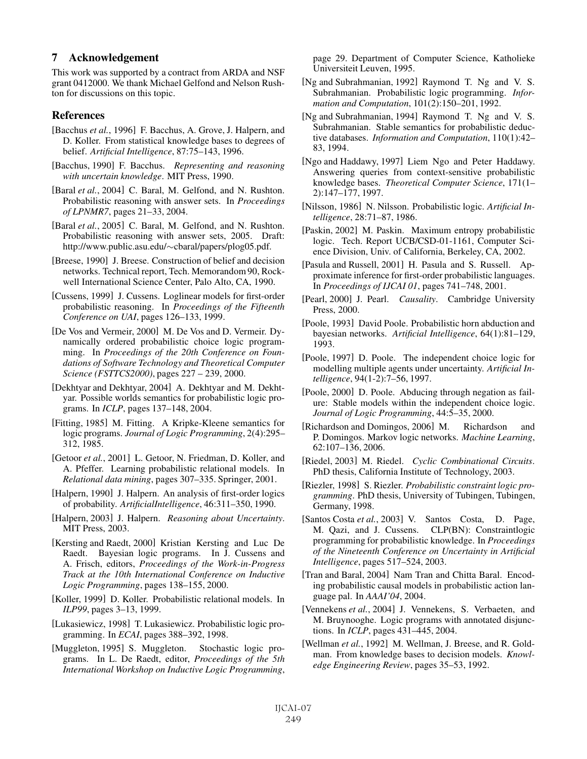## 7 Acknowledgement

This work was supported by a contract from ARDA and NSF grant 0412000. We thank Michael Gelfond and Nelson Rushton for discussions on this topic.

## References

[Bacchus *et al.*, 1996] F. Bacchus, A. Grove, J. Halpern, and D. Koller. From statistical knowledge bases to degrees of belief. *Artificial Intelligence*, 87:75–143, 1996.

[Bacchus, 1990] F. Bacchus. *Representing and reasoning with uncertain knowledge*. MIT Press, 1990.

[Baral *et al.*, 2004] C. Baral, M. Gelfond, and N. Rushton. Probabilistic reasoning with answer sets. In *Proceedings of LPNMR7*, pages 21–33, 2004.

[Baral *et al.*, 2005] C. Baral, M. Gelfond, and N. Rushton. Probabilistic reasoning with answer sets, 2005. Draft: http://www.public.asu.edu/∼cbaral/papers/plog05.pdf.

[Breese, 1990] J. Breese. Construction of belief and decision networks. Technical report, Tech. Memorandom 90, Rockwell International Science Center, Palo Alto, CA, 1990.

[Cussens, 1999] J. Cussens. Loglinear models for first-order probabilistic reasoning. In *Proceedings of the Fifteenth Conference on UAI*, pages 126–133, 1999.

[De Vos and Vermeir, 2000] M. De Vos and D. Vermeir. Dynamically ordered probabilistic choice logic programming. In *Proceedings of the 20th Conference on Foundations of Software Technology and Theoretical Computer Science (FSTTCS2000)*, pages 227 – 239, 2000.

[Dekhtyar and Dekhtyar, 2004] A. Dekhtyar and M. Dekhtyar. Possible worlds semantics for probabilistic logic programs. In *ICLP*, pages 137–148, 2004.

[Fitting, 1985] M. Fitting. A Kripke-Kleene semantics for logic programs. *Journal of Logic Programming*, 2(4):295–312, 1985.

[Getoor *et al.*, 2001] L. Getoor, N. Friedman, D. Koller, and A. Pfeffer. Learning probabilistic relational models. In *Relational data mining*, pages 307–335. Springer, 2001.

[Halpern, 1990] J. Halpern. An analysis of first-order logics of probability. *ArtificialIntelligence*, 46:311–350, 1990.

[Halpern, 2003] J. Halpern. *Reasoning about Uncertainty*. MIT Press, 2003.

[Kersting and Raedt, 2000] Kristian Kersting and Luc De Raedt. Bayesian logic programs. In J. Cussens and A. Frisch, editors, *Proceedings of the Work-in-Progress Track at the 10th International Conference on Inductive Logic Programming*, pages 138–155, 2000.

[Koller, 1999] D. Koller. Probabilistic relational models. In *ILP99*, pages 3–13, 1999.

[Lukasiewicz, 1998] T. Lukasiewicz. Probabilistic logic programming. In *ECAI*, pages 388–392, 1998.

[Muggleton, 1995] S. Muggleton. Stochastic logic programs. In L. De Raedt, editor, *Proceedings of the 5th International Workshop on Inductive Logic Programming*, page 29. Department of Computer Science, Katholieke Universiteit Leuven, 1995.

[Ng and Subrahmanian, 1992] Raymond T. Ng and V. S. Subrahmanian. Probabilistic logic programming. *Information and Computation*, 101(2):150–201, 1992.

[Ng and Subrahmanian, 1994] Raymond T. Ng and V. S. Subrahmanian. Stable semantics for probabilistic deductive databases. *Information and Computation*, 110(1):42–83, 1994.

[Ngo and Haddawy, 1997] Liem Ngo and Peter Haddawy. Answering queries from context-sensitive probabilistic knowledge bases. *Theoretical Computer Science*, 171(1–2):147–177, 1997.

[Nilsson, 1986] N. Nilsson. Probabilistic logic. *Artificial Intelligence*, 28:71–87, 1986.

[Paskin, 2002] M. Paskin. Maximum entropy probabilistic logic. Tech. Report UCB/CSD-01-1161, Computer Science Division, Univ. of California, Berkeley, CA, 2002.

[Pasula and Russell, 2001] H. Pasula and S. Russell. Approximate inference for first-order probabilistic languages. In *Proceedings of IJCAI 01*, pages 741–748, 2001.

[Pearl, 2000] J. Pearl. *Causality*. Cambridge University Press, 2000.

[Poole, 1993] David Poole. Probabilistic horn abduction and bayesian networks. *Artificial Intelligence*, 64(1):81–129, 1993.

[Poole, 1997] D. Poole. The independent choice logic for modelling multiple agents under uncertainty. *Artificial Intelligence*, 94(1-2):7–56, 1997.

[Poole, 2000] D. Poole. Abducing through negation as failure: Stable models within the independent choice logic. *Journal of Logic Programming*, 44:5–35, 2000.

[Richardson and Domingos, 2006] M. Richardson and P. Domingos. Markov logic networks. *Machine Learning*, 62:107–136, 2006.

[Riedel, 2003] M. Riedel. *Cyclic Combinational Circuits*. PhD thesis, California Institute of Technology, 2003.

[Riezler, 1998] S. Riezler. *Probabilistic constraint logic programming*. PhD thesis, University of Tubingen, Tubingen, Germany, 1998.

[Santos Costa *et al.*, 2003] V. Santos Costa, D. Page, M. Qazi, and J. Cussens. CLP(BN): Constraintlogic programming for probabilistic knowledge. In *Proceedings of the Nineteenth Conference on Uncertainty in Artificial Intelligence*, pages 517–524, 2003.

[Tran and Baral, 2004] Nam Tran and Chitta Baral. Encoding probabilistic causal models in probabilistic action language pal. In *AAAI'04*, 2004.

[Vennekens *et al.*, 2004] J. Vennekens, S. Verbaeten, and M. Bruynooghe. Logic programs with annotated disjunctions. In *ICLP*, pages 431–445, 2004.

[Wellman *et al.*, 1992] M. Wellman, J. Breese, and R. Goldman. From knowledge bases to decision models. *Knowledge Engineering Review*, pages 35–53, 1992.